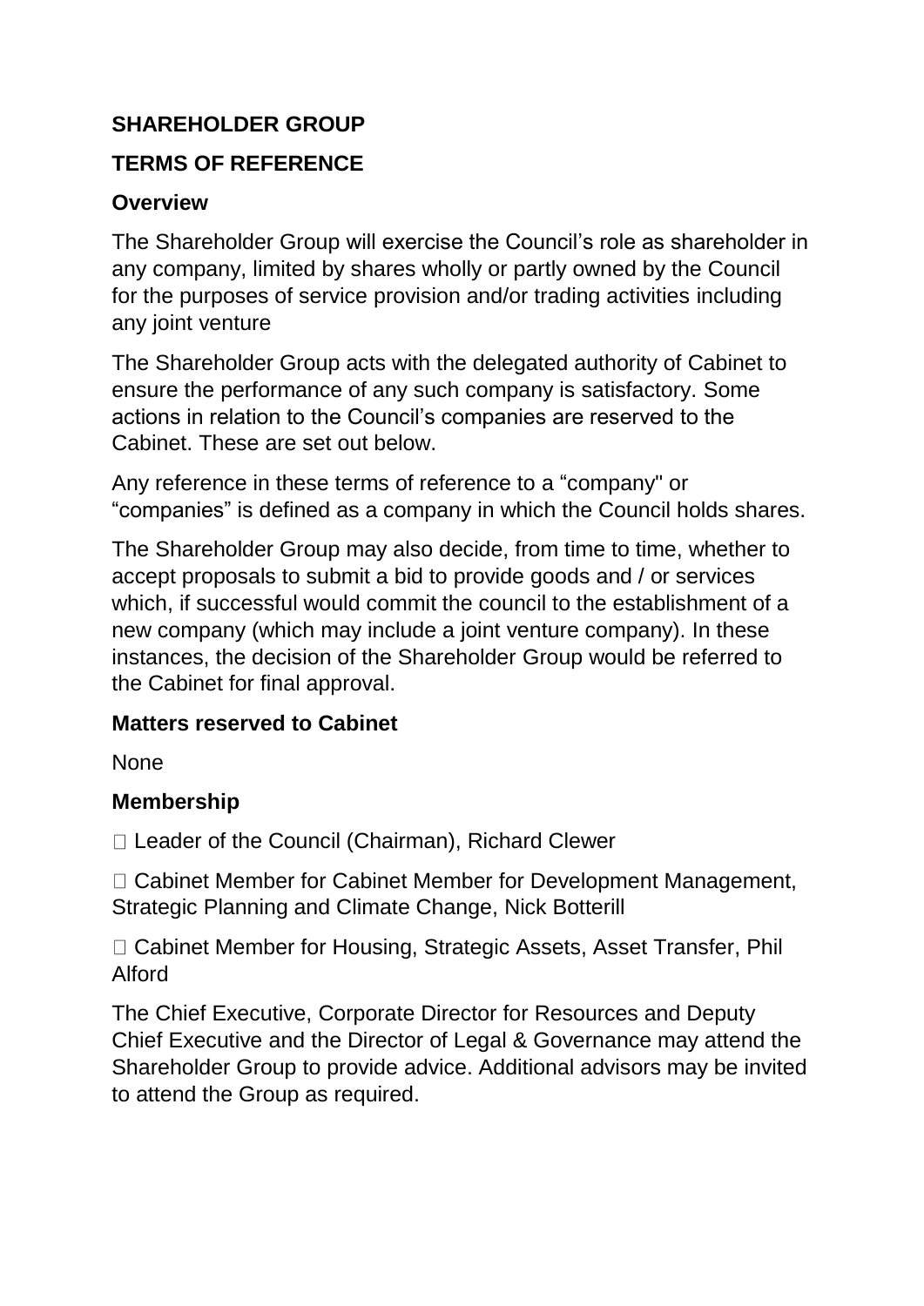**SHAREHOLDER GROUP**

**TERMS OF REFERENCE**

**Overview**

The Shareholder Group will exercise the Council's role as shareholder in any company, limited by shares wholly or partly owned by the Council for the purposes of service provision and/or trading activities including any joint venture

The Shareholder Group acts with the delegated authority of Cabinet to ensure the performance of any such company is satisfactory. Some actions in relation to the Council's companies are reserved to the Cabinet. These are set out below.

Any reference in these terms of reference to a "company" or "companies" is defined as a company in which the Council holds shares.

The Shareholder Group may also decide, from time to time, whether to accept proposals to submit a bid to provide goods and / or services which, if successful would commit the council to the establishment of a new company (which may include a joint venture company). In these instances, the decision of the Shareholder Group would be referred to the Cabinet for final approval.

**Matters reserved to Cabinet**

None

**Membership**

- Leader of the Council (Chairman), Richard Clewer
- Cabinet Member for Cabinet Member for Development Management, Strategic Planning and Climate Change, Nick Botterill
- Cabinet Member for Housing, Strategic Assets, Asset Transfer, Phil Alford

The Chief Executive, Corporate Director for Resources and Deputy Chief Executive and the Director of Legal & Governance may attend the Shareholder Group to provide advice. Additional advisors may be invited to attend the Group as required.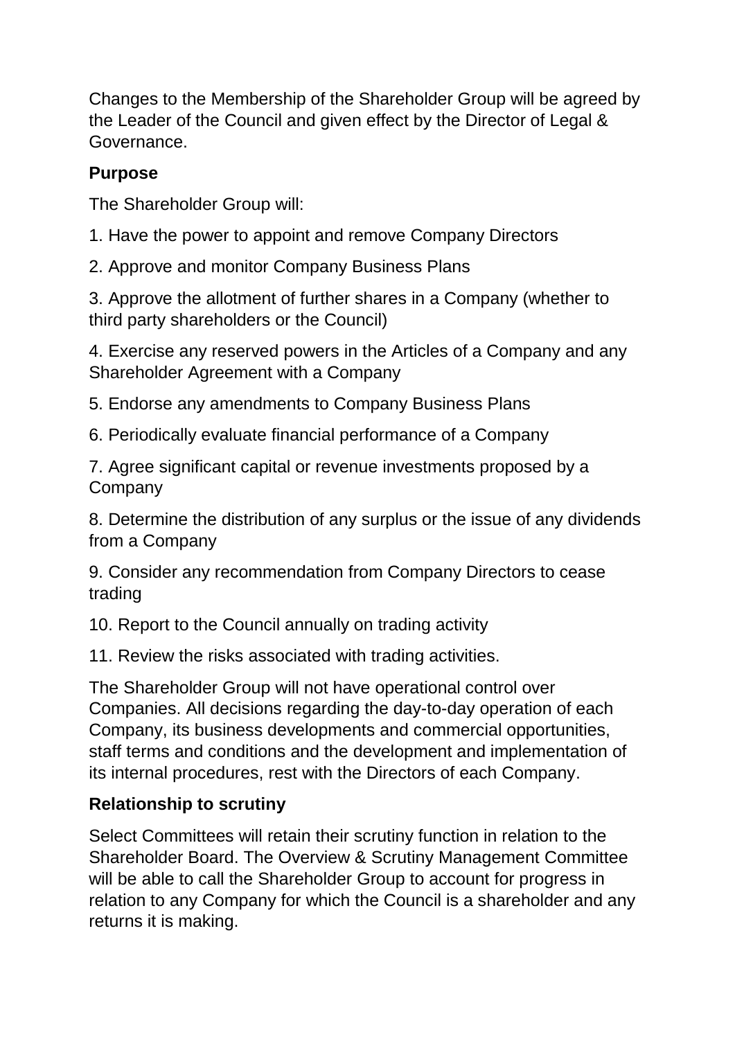Changes to the Membership of the Shareholder Group will be agreed by the Leader of the Council and given effect by the Director of Legal & Governance.

**Purpose**

The Shareholder Group will:

1. Have the power to appoint and remove Company Directors
2. Approve and monitor Company Business Plans
3. Approve the allotment of further shares in a Company (whether to third party shareholders or the Council)
4. Exercise any reserved powers in the Articles of a Company and any Shareholder Agreement with a Company
5. Endorse any amendments to Company Business Plans
6. Periodically evaluate financial performance of a Company
7. Agree significant capital or revenue investments proposed by a Company
8. Determine the distribution of any surplus or the issue of any dividends from a Company
9. Consider any recommendation from Company Directors to cease trading
10. Report to the Council annually on trading activity
11. Review the risks associated with trading activities.

The Shareholder Group will not have operational control over Companies. All decisions regarding the day-to-day operation of each Company, its business developments and commercial opportunities, staff terms and conditions and the development and implementation of its internal procedures, rest with the Directors of each Company.

**Relationship to scrutiny**

Select Committees will retain their scrutiny function in relation to the Shareholder Board. The Overview & Scrutiny Management Committee will be able to call the Shareholder Group to account for progress in relation to any Company for which the Council is a shareholder and any returns it is making.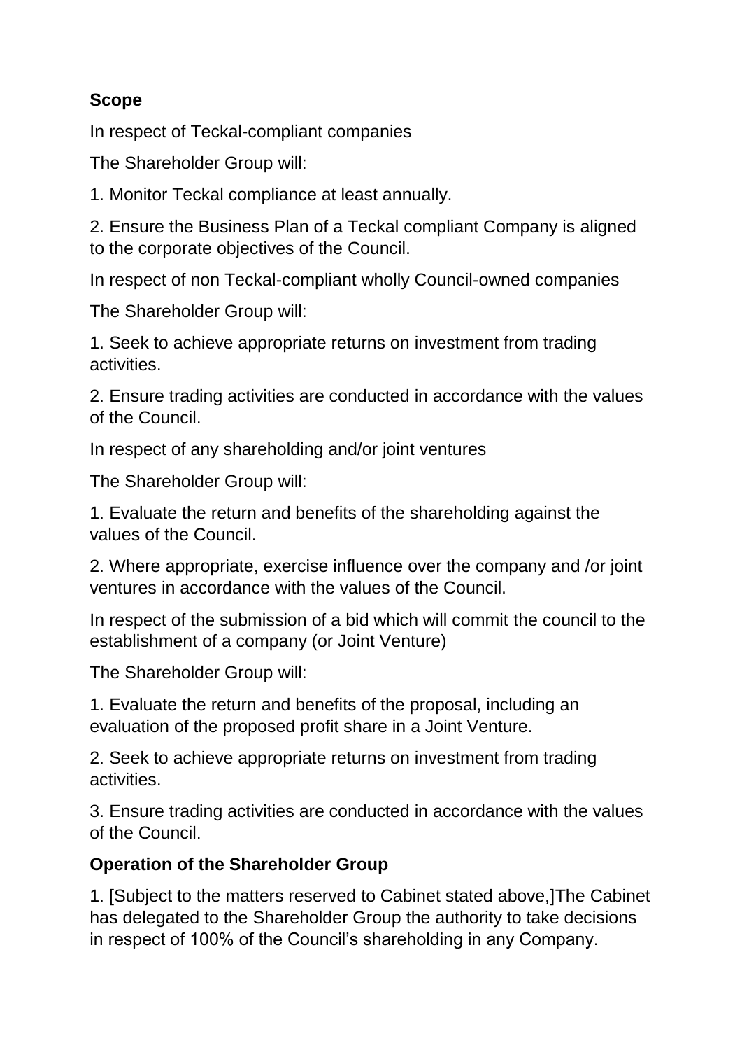**Scope**

In respect of Teckal-compliant companies

The Shareholder Group will:

1. Monitor Teckal compliance at least annually.

2. Ensure the Business Plan of a Teckal compliant Company is aligned to the corporate objectives of the Council.

In respect of non Teckal-compliant wholly Council-owned companies

The Shareholder Group will:

1. Seek to achieve appropriate returns on investment from trading activities.

2. Ensure trading activities are conducted in accordance with the values of the Council.

In respect of any shareholding and/or joint ventures

The Shareholder Group will:

1. Evaluate the return and benefits of the shareholding against the values of the Council.

2. Where appropriate, exercise influence over the company and /or joint ventures in accordance with the values of the Council.

In respect of the submission of a bid which will commit the council to the establishment of a company (or Joint Venture)

The Shareholder Group will:

1. Evaluate the return and benefits of the proposal, including an evaluation of the proposed profit share in a Joint Venture.

2. Seek to achieve appropriate returns on investment from trading activities.

3. Ensure trading activities are conducted in accordance with the values of the Council.

**Operation of the Shareholder Group**

1. [Subject to the matters reserved to Cabinet stated above,]The Cabinet has delegated to the Shareholder Group the authority to take decisions in respect of 100% of the Council's shareholding in any Company.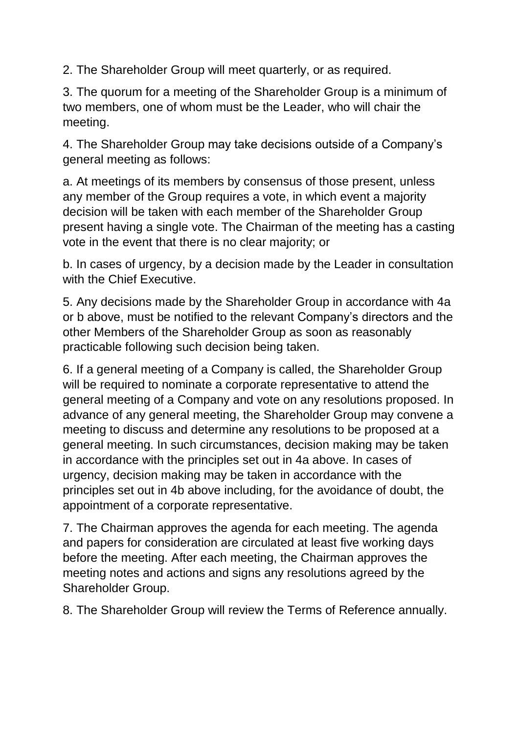2. The Shareholder Group will meet quarterly, or as required.

3. The quorum for a meeting of the Shareholder Group is a minimum of two members, one of whom must be the Leader, who will chair the meeting.

4. The Shareholder Group may take decisions outside of a Company's general meeting as follows:

a. At meetings of its members by consensus of those present, unless any member of the Group requires a vote, in which event a majority decision will be taken with each member of the Shareholder Group present having a single vote. The Chairman of the meeting has a casting vote in the event that there is no clear majority; or

b. In cases of urgency, by a decision made by the Leader in consultation with the Chief Executive.

5. Any decisions made by the Shareholder Group in accordance with 4a or b above, must be notified to the relevant Company's directors and the other Members of the Shareholder Group as soon as reasonably practicable following such decision being taken.

6. If a general meeting of a Company is called, the Shareholder Group will be required to nominate a corporate representative to attend the general meeting of a Company and vote on any resolutions proposed. In advance of any general meeting, the Shareholder Group may convene a meeting to discuss and determine any resolutions to be proposed at a general meeting. In such circumstances, decision making may be taken in accordance with the principles set out in 4a above. In cases of urgency, decision making may be taken in accordance with the principles set out in 4b above including, for the avoidance of doubt, the appointment of a corporate representative.

7. The Chairman approves the agenda for each meeting. The agenda and papers for consideration are circulated at least five working days before the meeting. After each meeting, the Chairman approves the meeting notes and actions and signs any resolutions agreed by the Shareholder Group.

8. The Shareholder Group will review the Terms of Reference annually.